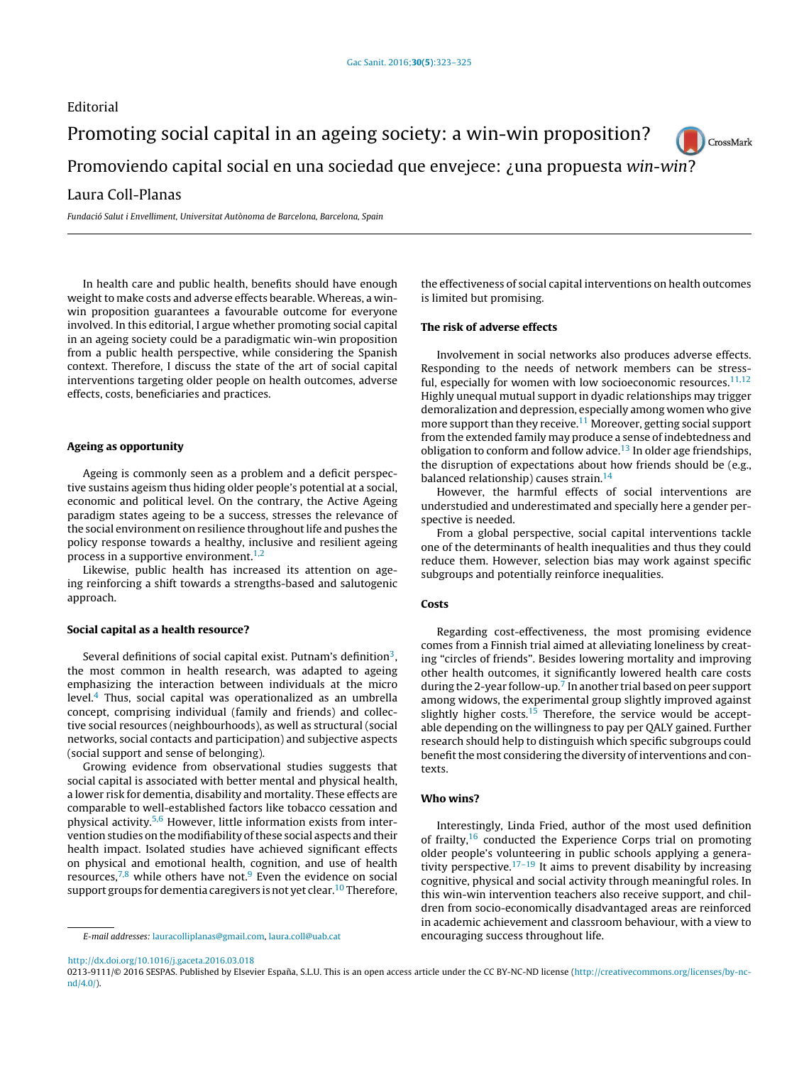Editorial

# Promoting social capital in an ageing society: a win-win proposition?

# Promoviendo capital social en una sociedad que envejece: ¿una propuesta *win-win*?

Laura Coll-Planas

*Fundació Salut i Envelliment, Universitat Autònoma de Barcelona, Barcelona, Spain*

In health care and public health, benefits should have enough weight to make costs and adverse effects bearable. Whereas, a win-win proposition guarantees a favourable outcome for everyone involved. In this editorial, I argue whether promoting social capital in an ageing society could be a paradigmatic win-win proposition from a public health perspective, while considering the Spanish context. Therefore, I discuss the state of the art of social capital interventions targeting older people on health outcomes, adverse effects, costs, beneficiaries and practices.

## Ageing as opportunity

Ageing is commonly seen as a problem and a deficit perspective sustains ageism thus hiding older people's potential at a social, economic and political level. On the contrary, the Active Ageing paradigm states ageing to be a success, stresses the relevance of the social environment on resilience throughout life and pushes the policy response towards a healthy, inclusive and resilient ageing process in a supportive environment.[1,2]

Likewise, public health has increased its attention on ageing reinforcing a shift towards a strengths-based and salutogenic approach.

## Social capital as a health resource?

Several definitions of social capital exist. Putnam's definition[3], the most common in health research, was adapted to ageing emphasizing the interaction between individuals at the micro level.[4] Thus, social capital was operationalized as an umbrella concept, comprising individual (family and friends) and collective social resources (neighbourhoods), as well as structural (social networks, social contacts and participation) and subjective aspects (social support and sense of belonging).

Growing evidence from observational studies suggests that social capital is associated with better mental and physical health, a lower risk for dementia, disability and mortality. These effects are comparable to well-established factors like tobacco cessation and physical activity.[5,6] However, little information exists from intervention studies on the modifiability of these social aspects and their health impact. Isolated studies have achieved significant effects on physical and emotional health, cognition, and use of health resources,[7,8] while others have not.[9] Even the evidence on social support groups for dementia caregivers is not yet clear.[10] Therefore, the effectiveness of social capital interventions on health outcomes is limited but promising.

## The risk of adverse effects

Involvement in social networks also produces adverse effects. Responding to the needs of network members can be stressful, especially for women with low socioeconomic resources.[11,12] Highly unequal mutual support in dyadic relationships may trigger demoralization and depression, especially among women who give more support than they receive.[11] Moreover, getting social support from the extended family may produce a sense of indebtedness and obligation to conform and follow advice.[13] In older age friendships, the disruption of expectations about how friends should be (e.g., balanced relationship) causes strain.[14]

However, the harmful effects of social interventions are understudied and underestimated and specially here a gender perspective is needed.

From a global perspective, social capital interventions tackle one of the determinants of health inequalities and thus they could reduce them. However, selection bias may work against specific subgroups and potentially reinforce inequalities.

## Costs

Regarding cost-effectiveness, the most promising evidence comes from a Finnish trial aimed at alleviating loneliness by creating "circles of friends". Besides lowering mortality and improving other health outcomes, it significantly lowered health care costs during the 2-year follow-up.[7] In another trial based on peer support among widows, the experimental group slightly improved against slightly higher costs.[15] Therefore, the service would be acceptable depending on the willingness to pay per QALY gained. Further research should help to distinguish which specific subgroups could benefit the most considering the diversity of interventions and contexts.

## Who wins?

Interestingly, Linda Fried, author of the most used definition of frailty,[16] conducted the Experience Corps trial on promoting older people's volunteering in public schools applying a generativity perspective.[17–19] It aims to prevent disability by increasing cognitive, physical and social activity through meaningful roles. In this win-win intervention teachers also receive support, and children from socio-economically disadvantaged areas are reinforced in academic achievement and classroom behaviour, with a view to encouraging success throughout life.

E-mail addresses: lauracolliplanas@gmail.com, laura.coll@uab.cat

http://dx.doi.org/10.1016/j.gaceta.2016.03.018

0213-9111/© 2016 SESPAS. Published by Elsevier España, S.L.U. This is an open access article under the CC BY-NC-ND license (http://creativecommons.org/licenses/by-nc-nd/4.0/).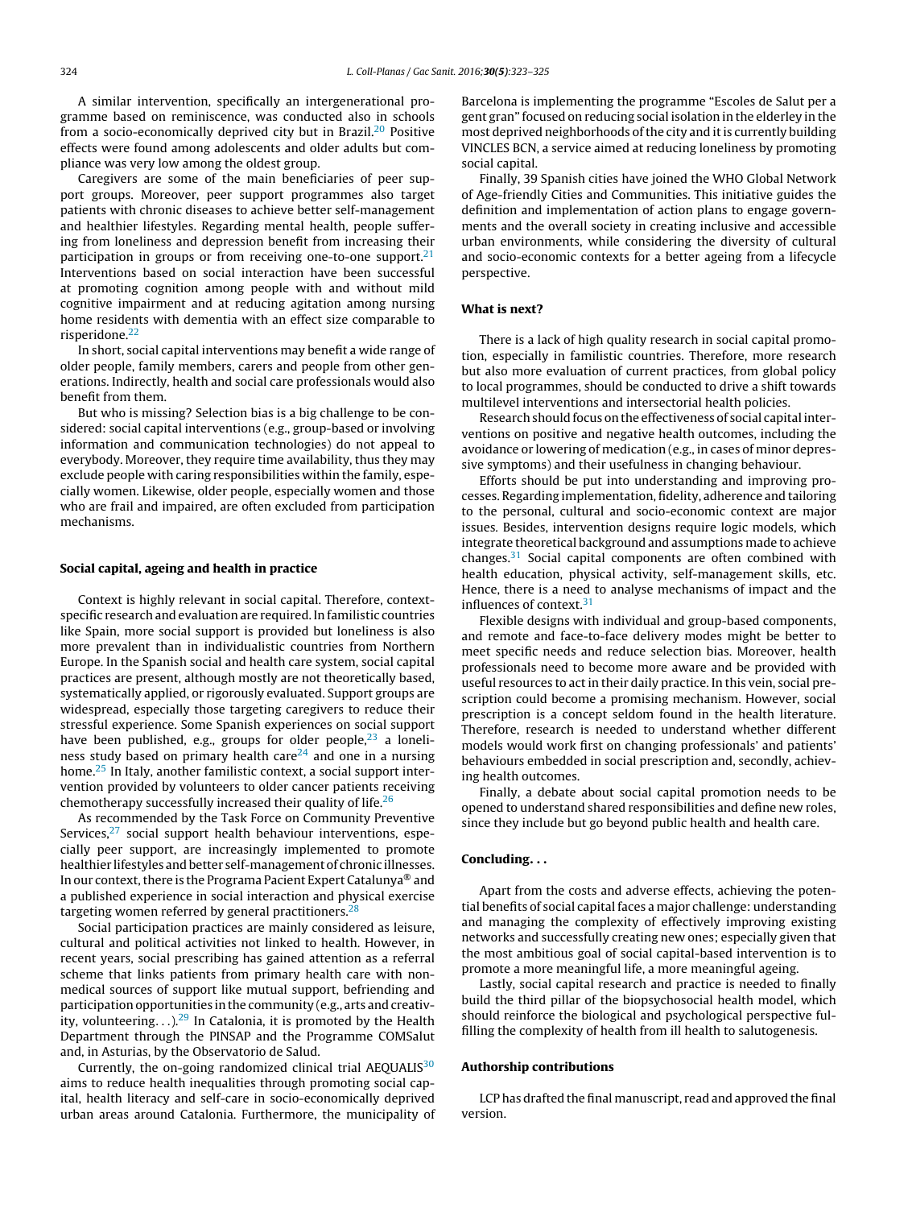A similar intervention, specifically an intergenerational programme based on reminiscence, was conducted also in schools from a socio-economically deprived city but in Brazil.[20] Positive effects were found among adolescents and older adults but compliance was very low among the oldest group.

Caregivers are some of the main beneficiaries of peer support groups. Moreover, peer support programmes also target patients with chronic diseases to achieve better self-management and healthier lifestyles. Regarding mental health, people suffering from loneliness and depression benefit from increasing their participation in groups or from receiving one-to-one support.[21] Interventions based on social interaction have been successful at promoting cognition among people with and without mild cognitive impairment and at reducing agitation among nursing home residents with dementia with an effect size comparable to risperidone.[22]

In short, social capital interventions may benefit a wide range of older people, family members, carers and people from other generations. Indirectly, health and social care professionals would also benefit from them.

But who is missing? Selection bias is a big challenge to be considered: social capital interventions (e.g., group-based or involving information and communication technologies) do not appeal to everybody. Moreover, they require time availability, thus they may exclude people with caring responsibilities within the family, especially women. Likewise, older people, especially women and those who are frail and impaired, are often excluded from participation mechanisms.

## Social capital, ageing and health in practice

Context is highly relevant in social capital. Therefore, context-specific research and evaluation are required. In familistic countries like Spain, more social support is provided but loneliness is also more prevalent than in individualistic countries from Northern Europe. In the Spanish social and health care system, social capital practices are present, although mostly are not theoretically based, systematically applied, or rigorously evaluated. Support groups are widespread, especially those targeting caregivers to reduce their stressful experience. Some Spanish experiences on social support have been published, e.g., groups for older people,[23] a loneliness study based on primary health care[24] and one in a nursing home.[25] In Italy, another familistic context, a social support intervention provided by volunteers to older cancer patients receiving chemotherapy successfully increased their quality of life.[26]

As recommended by the Task Force on Community Preventive Services,[27] social support health behaviour interventions, especially peer support, are increasingly implemented to promote healthier lifestyles and better self-management of chronic illnesses. In our context, there is the Programa Pacient Expert Catalunya® and a published experience in social interaction and physical exercise targeting women referred by general practitioners.[28]

Social participation practices are mainly considered as leisure, cultural and political activities not linked to health. However, in recent years, social prescribing has gained attention as a referral scheme that links patients from primary health care with non-medical sources of support like mutual support, befriending and participation opportunities in the community (e.g., arts and creativity, volunteering. . .).[29] In Catalonia, it is promoted by the Health Department through the PINSAP and the Programme COMSalut and, in Asturias, by the Observatorio de Salud.

Currently, the on-going randomized clinical trial AEQUALIS[30] aims to reduce health inequalities through promoting social capital, health literacy and self-care in socio-economically deprived urban areas around Catalonia. Furthermore, the municipality of Barcelona is implementing the programme "Escoles de Salut per a gent gran" focused on reducing social isolation in the elderley in the most deprived neighborhoods of the city and it is currently building VINCLES BCN, a service aimed at reducing loneliness by promoting social capital.

Finally, 39 Spanish cities have joined the WHO Global Network of Age-friendly Cities and Communities. This initiative guides the definition and implementation of action plans to engage governments and the overall society in creating inclusive and accessible urban environments, while considering the diversity of cultural and socio-economic contexts for a better ageing from a lifecycle perspective.

## What is next?

There is a lack of high quality research in social capital promotion, especially in familistic countries. Therefore, more research but also more evaluation of current practices, from global policy to local programmes, should be conducted to drive a shift towards multilevel interventions and intersectorial health policies.

Research should focus on the effectiveness of social capital interventions on positive and negative health outcomes, including the avoidance or lowering of medication (e.g., in cases of minor depressive symptoms) and their usefulness in changing behaviour.

Efforts should be put into understanding and improving processes. Regarding implementation, fidelity, adherence and tailoring to the personal, cultural and socio-economic context are major issues. Besides, intervention designs require logic models, which integrate theoretical background and assumptions made to achieve changes.[31] Social capital components are often combined with health education, physical activity, self-management skills, etc. Hence, there is a need to analyse mechanisms of impact and the influences of context.[31]

Flexible designs with individual and group-based components, and remote and face-to-face delivery modes might be better to meet specific needs and reduce selection bias. Moreover, health professionals need to become more aware and be provided with useful resources to act in their daily practice. In this vein, social prescription could become a promising mechanism. However, social prescription is a concept seldom found in the health literature. Therefore, research is needed to understand whether different models would work first on changing professionals' and patients' behaviours embedded in social prescription and, secondly, achieving health outcomes.

Finally, a debate about social capital promotion needs to be opened to understand shared responsibilities and define new roles, since they include but go beyond public health and health care.

## Concluding. . .

Apart from the costs and adverse effects, achieving the potential benefits of social capital faces a major challenge: understanding and managing the complexity of effectively improving existing networks and successfully creating new ones; especially given that the most ambitious goal of social capital-based intervention is to promote a more meaningful life, a more meaningful ageing.

Lastly, social capital research and practice is needed to finally build the third pillar of the biopsychosocial health model, which should reinforce the biological and psychological perspective fulfilling the complexity of health from ill health to salutogenesis.

## Authorship contributions

LCP has drafted the final manuscript, read and approved the final version.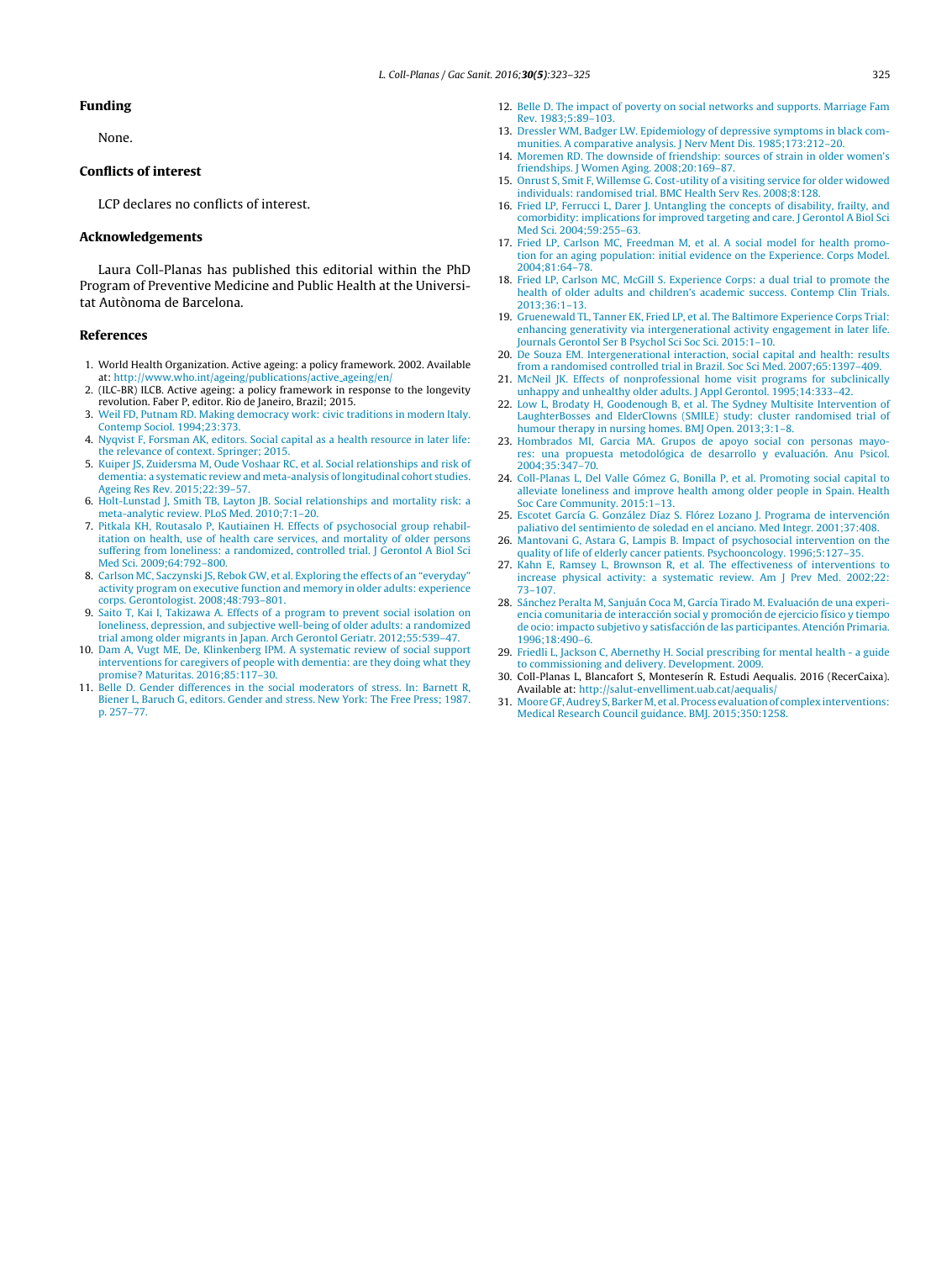## Funding

None.

## Conflicts of interest

LCP declares no conflicts of interest.

## Acknowledgements

Laura Coll-Planas has published this editorial within the PhD Program of Preventive Medicine and Public Health at the Universitat Autònoma de Barcelona.

## References

1. World Health Organization. Active ageing: a policy framework. 2002. Available at: http://www.who.int/ageing/publications/active_ageing/en/
2. (ILC-BR) ILCB. Active ageing: a policy framework in response to the longevity revolution. Faber P, editor. Rio de Janeiro, Brazil; 2015.
3. Weil FD, Putnam RD. Making democracy work: civic traditions in modern Italy. Contemp Sociol. 1994;23:373.
4. Nyqvist F, Forsman AK, editors. Social capital as a health resource in later life: the relevance of context. Springer; 2015.
5. Kuiper JS, Zuidersma M, Oude Voshaar RC, et al. Social relationships and risk of dementia: a systematic review and meta-analysis of longitudinal cohort studies. Ageing Res Rev. 2015;22:39–57.
6. Holt-Lunstad J, Smith TB, Layton JB. Social relationships and mortality risk: a meta-analytic review. PLoS Med. 2010;7:1–20.
7. Pitkala KH, Routasalo P, Kautiainen H. Effects of psychosocial group rehabilitation on health, use of health care services, and mortality of older persons suffering from loneliness: a randomized, controlled trial. J Gerontol A Biol Sci Med Sci. 2009;64:792–800.
8. Carlson MC, Saczynski JS, Rebok GW, et al. Exploring the effects of an "everyday" activity program on executive function and memory in older adults: experience corps. Gerontologist. 2008;48:793–801.
9. Saito T, Kai I, Takizawa A. Effects of a program to prevent social isolation on loneliness, depression, and subjective well-being of older adults: a randomized trial among older migrants in Japan. Arch Gerontol Geriatr. 2012;55:539–47.
10. Dam A, Vugt ME, De, Klinkenberg IPM. A systematic review of social support interventions for caregivers of people with dementia: are they doing what they promise? Maturitas. 2016;85:117–30.
11. Belle D. Gender differences in the social moderators of stress. In: Barnett R, Biener L, Baruch G, editors. Gender and stress. New York: The Free Press; 1987. p. 257–77.
12. Belle D. The impact of poverty on social networks and supports. Marriage Fam Rev. 1983;5:89–103.
13. Dressler WM, Badger LW. Epidemiology of depressive symptoms in black communities. A comparative analysis. J Nerv Ment Dis. 1985;173:212–20.
14. Moremen RD. The downside of friendship: sources of strain in older women's friendships. J Women Aging. 2008;20:169–87.
15. Onrust S, Smit F, Willemse G. Cost-utility of a visiting service for older widowed individuals: randomised trial. BMC Health Serv Res. 2008;8:128.
16. Fried LP, Ferrucci L, Darer J. Untangling the concepts of disability, frailty, and comorbidity: implications for improved targeting and care. J Gerontol A Biol Sci Med Sci. 2004;59:255–63.
17. Fried LP, Carlson MC, Freedman M, et al. A social model for health promotion for an aging population: initial evidence on the Experience. Corps Model. 2004;81:64–78.
18. Fried LP, Carlson MC, McGill S. Experience Corps: a dual trial to promote the health of older adults and children's academic success. Contemp Clin Trials. 2013;36:1–13.
19. Gruenewald TL, Tanner EK, Fried LP, et al. The Baltimore Experience Corps Trial: enhancing generativity via intergenerational activity engagement in later life. Journals Gerontol Ser B Psychol Sci Soc Sci. 2015:1–10.
20. De Souza EM. Intergenerational interaction, social capital and health: results from a randomised controlled trial in Brazil. Soc Sci Med. 2007;65:1397–409.
21. McNeil JK. Effects of nonprofessional home visit programs for subclinically unhappy and unhealthy older adults. J Appl Gerontol. 1995;14:333–42.
22. Low L, Brodaty H, Goodenough B, et al. The Sydney Multisite Intervention of LaughterBosses and ElderClowns (SMILE) study: cluster randomised trial of humour therapy in nursing homes. BMJ Open. 2013;3:1–8.
23. Hombrados MI, Garcia MA. Grupos de apoyo social con personas mayores: una propuesta metodológica de desarrollo y evaluación. Anu Psicol. 2004;35:347–70.
24. Coll-Planas L, Del Valle Gómez G, Bonilla P, et al. Promoting social capital to alleviate loneliness and improve health among older people in Spain. Health Soc Care Community. 2015:1–13.
25. Escotet García G. González Díaz S. Flórez Lozano J. Programa de intervención paliativo del sentimiento de soledad en el anciano. Med Integr. 2001;37:408.
26. Mantovani G, Astara G, Lampis B. Impact of psychosocial intervention on the quality of life of elderly cancer patients. Psychooncology. 1996;5:127–35.
27. Kahn E, Ramsey L, Brownson R, et al. The effectiveness of interventions to increase physical activity: a systematic review. Am J Prev Med. 2002;22:73–107.
28. Sánchez Peralta M, Sanjuán Coca M, García Tirado M. Evaluación de una experiencia comunitaria de interacción social y promoción de ejercicio físico y tiempo de ocio: impacto subjetivo y satisfacción de las participantes. Atención Primaria. 1996;18:490–6.
29. Friedli L, Jackson C, Abernethy H. Social prescribing for mental health - a guide to commissioning and delivery. Development. 2009.
30. Coll-Planas L, Blancafort S, Monteserín R. Estudi Aequalis. 2016 (RecerCaixa). Available at: http://salut-envelliment.uab.cat/aequalis/
31. Moore GF, Audrey S, Barker M, et al. Process evaluation of complex interventions: Medical Research Council guidance. BMJ. 2015;350:1258.